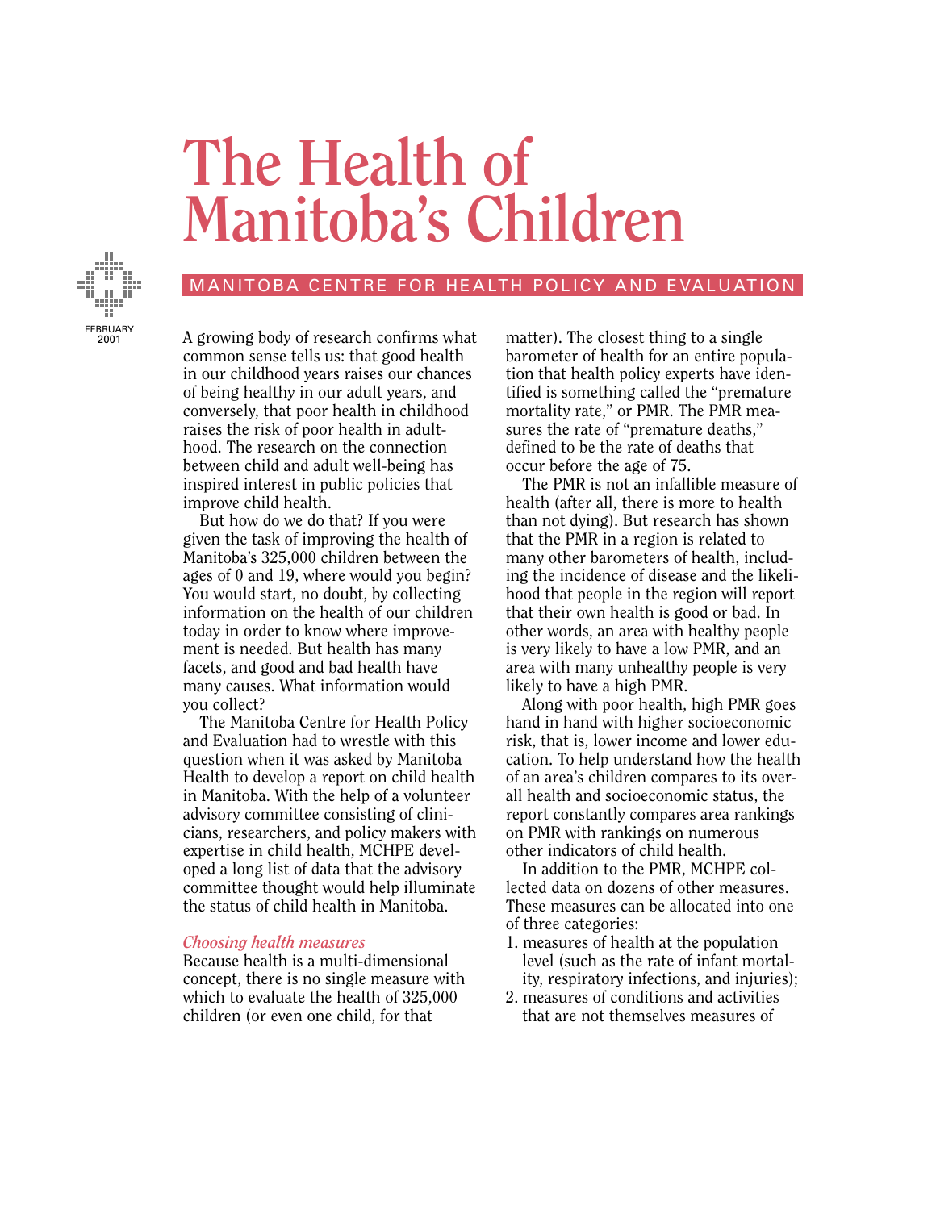# The Health of Manitoba's Children

MANITOBA CENTRE FOR HEALTH POLICY AND EVALUATION

FEBRUARY 2001

A growing body of research confirms what common sense tells us: that good health in our childhood years raises our chances of being healthy in our adult years, and conversely, that poor health in childhood raises the risk of poor health in adulthood. The research on the connection between child and adult well-being has inspired interest in public policies that improve child health.

But how do we do that? If you were given the task of improving the health of Manitoba's 325,000 children between the ages of 0 and 19, where would you begin? You would start, no doubt, by collecting information on the health of our children today in order to know where improvement is needed. But health has many facets, and good and bad health have many causes. What information would you collect?

The Manitoba Centre for Health Policy and Evaluation had to wrestle with this question when it was asked by Manitoba Health to develop a report on child health in Manitoba. With the help of a volunteer advisory committee consisting of clinicians, researchers, and policy makers with expertise in child health, MCHPE developed a long list of data that the advisory committee thought would help illuminate the status of child health in Manitoba.

### *Choosing health measures*

Because health is a multi-dimensional concept, there is no single measure with which to evaluate the health of 325,000 children (or even one child, for that matter). The closest thing to a single barometer of health for an entire population that health policy experts have identified is something called the "premature mortality rate," or PMR. The PMR measures the rate of "premature deaths," defined to be the rate of deaths that occur before the age of 75.

The PMR is not an infallible measure of health (after all, there is more to health than not dying). But research has shown that the PMR in a region is related to many other barometers of health, including the incidence of disease and the likelihood that people in the region will report that their own health is good or bad. In other words, an area with healthy people is very likely to have a low PMR, and an area with many unhealthy people is very likely to have a high PMR.

Along with poor health, high PMR goes hand in hand with higher socioeconomic risk, that is, lower income and lower education. To help understand how the health of an area's children compares to its overall health and socioeconomic status, the report constantly compares area rankings on PMR with rankings on numerous other indicators of child health.

In addition to the PMR, MCHPE collected data on dozens of other measures. These measures can be allocated into one of three categories:

1. measures of health at the population level (such as the rate of infant mortality, respiratory infections, and injuries);
2. measures of conditions and activities that are not themselves measures of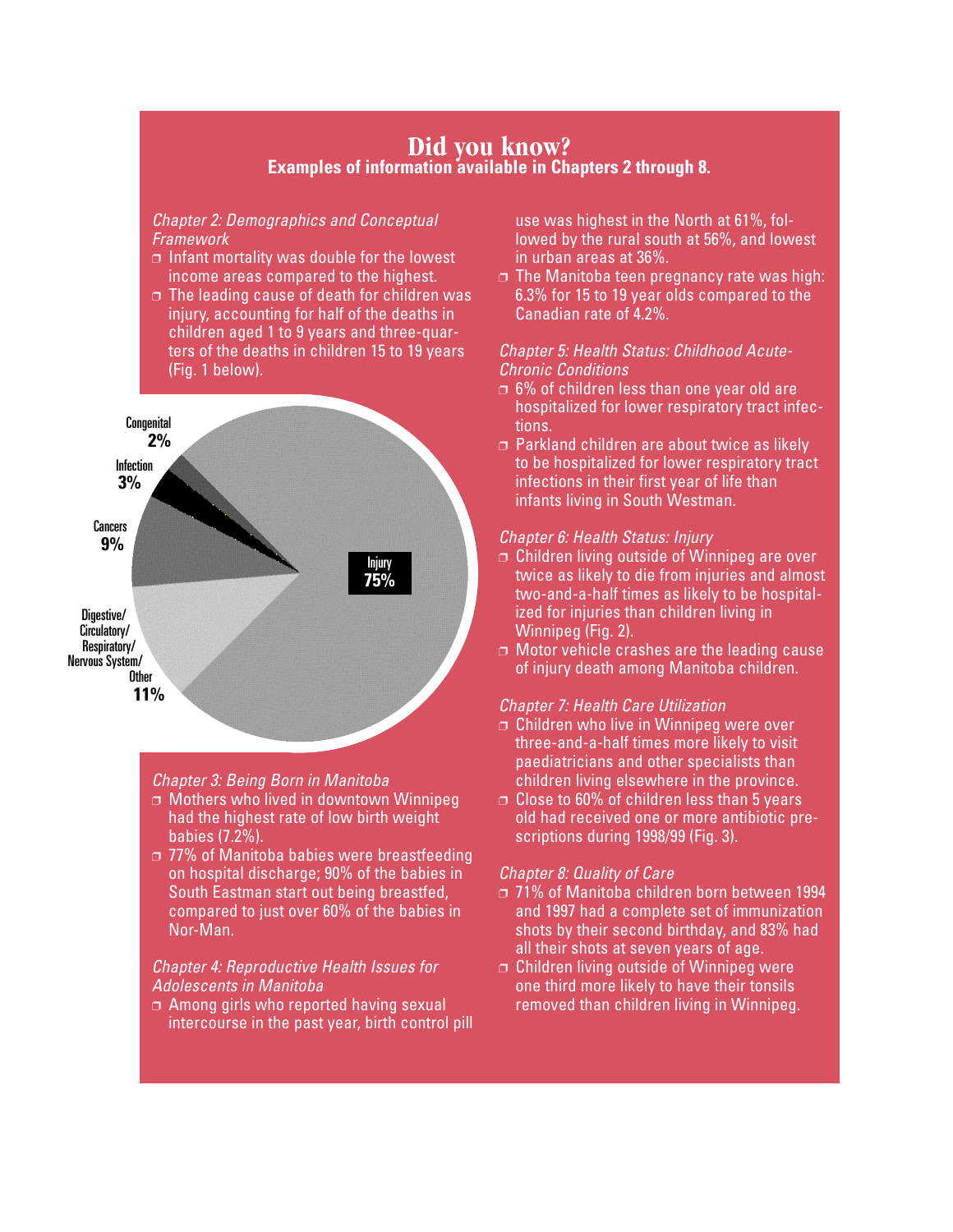# Did you know?

**Examples of information available in Chapters 2 through 8.**

*Chapter 2: Demographics and Conceptual Framework*

- Infant mortality was double for the lowest income areas compared to the highest.
- The leading cause of death for children was injury, accounting for half of the deaths in children aged 1 to 9 years and three-quarters of the deaths in children 15 to 19 years (Fig. 1 below).

Congenital **2%**
Infection **3%**
Cancers **9%**
Digestive/ Circulatory/ Respiratory/ Nervous System/ Other **11%**
Injury **75%**

*Chapter 3: Being Born in Manitoba*

- Mothers who lived in downtown Winnipeg had the highest rate of low birth weight babies (7.2%).
- 77% of Manitoba babies were breastfeeding on hospital discharge; 90% of the babies in South Eastman start out being breastfed, compared to just over 60% of the babies in Nor-Man.

*Chapter 4: Reproductive Health Issues for Adolescents in Manitoba*

- Among girls who reported having sexual intercourse in the past year, birth control pill use was highest in the North at 61%, followed by the rural south at 56%, and lowest in urban areas at 36%.
- The Manitoba teen pregnancy rate was high: 6.3% for 15 to 19 year olds compared to the Canadian rate of 4.2%.

*Chapter 5: Health Status: Childhood Acute-Chronic Conditions*

- 6% of children less than one year old are hospitalized for lower respiratory tract infections.
- Parkland children are about twice as likely to be hospitalized for lower respiratory tract infections in their first year of life than infants living in South Westman.

*Chapter 6: Health Status: Injury*

- Children living outside of Winnipeg are over twice as likely to die from injuries and almost two-and-a-half times as likely to be hospitalized for injuries than children living in Winnipeg (Fig. 2).
- Motor vehicle crashes are the leading cause of injury death among Manitoba children.

*Chapter 7: Health Care Utilization*

- Children who live in Winnipeg were over three-and-a-half times more likely to visit paediatricians and other specialists than children living elsewhere in the province.
- Close to 60% of children less than 5 years old had received one or more antibiotic prescriptions during 1998/99 (Fig. 3).

*Chapter 8: Quality of Care*

- 71% of Manitoba children born between 1994 and 1997 had a complete set of immunization shots by their second birthday, and 83% had all their shots at seven years of age.
- Children living outside of Winnipeg were one third more likely to have their tonsils removed than children living in Winnipeg.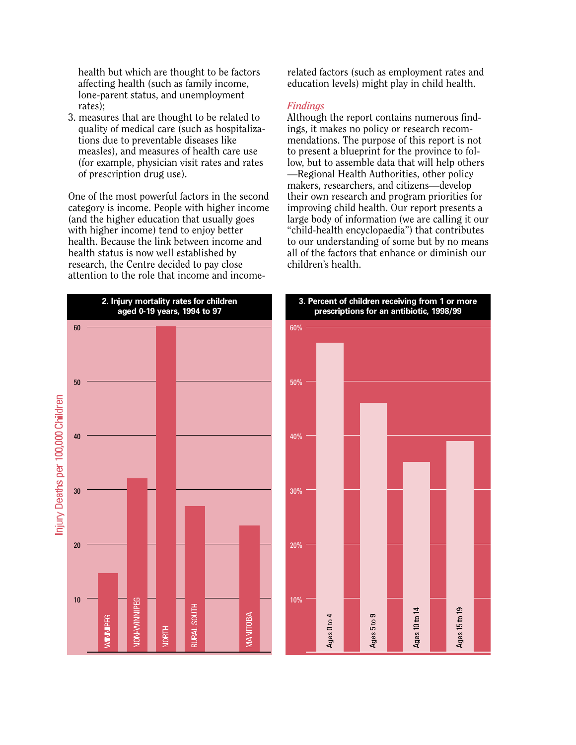health but which are thought to be factors affecting health (such as family income, lone-parent status, and unemployment rates);

3. measures that are thought to be related to quality of medical care (such as hospitalizations due to preventable diseases like measles), and measures of health care use (for example, physician visit rates and rates of prescription drug use).

One of the most powerful factors in the second category is income. People with higher income (and the higher education that usually goes with higher income) tend to enjoy better health. Because the link between income and health status is now well established by research, the Centre decided to pay close attention to the role that income and income-related factors (such as employment rates and education levels) might play in child health.

*Findings*

Although the report contains numerous findings, it makes no policy or research recommendations. The purpose of this report is not to present a blueprint for the province to follow, but to assemble data that will help others—Regional Health Authorities, other policy makers, researchers, and citizens—develop their own research and program priorities for improving child health. Our report presents a large body of information (we are calling it our "child-health encyclopaedia") that contributes to our understanding of some but by no means all of the factors that enhance or diminish our children's health.

**2. Injury mortality rates for children aged 0-19 years, 1994 to 97**

Injury Deaths per 100,000 Children

| Region | Injury Deaths per 100,000 Children (approx.) |
|---|---|
| WINNIPEG | 14.5 |
| NON-WINNIPEG | 32 |
| NORTH | 60 |
| RURAL SOUTH | 27 |
| MANITOBA | 23.5 |

**3. Percent of children receiving from 1 or more prescriptions for an antibiotic, 1998/99**

| Age group | Percent (approx.) |
|---|---|
| Ages 0 to 4 | 57% |
| Ages 5 to 9 | 46% |
| Ages 10 to 14 | 35% |
| Ages 15 to 19 | 39% |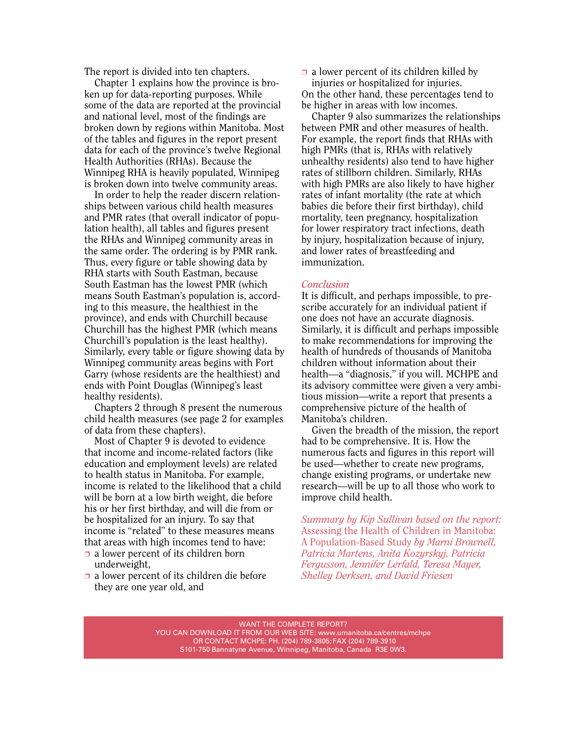The report is divided into ten chapters.

Chapter 1 explains how the province is broken up for data-reporting purposes. While some of the data are reported at the provincial and national level, most of the findings are broken down by regions within Manitoba. Most of the tables and figures in the report present data for each of the province's twelve Regional Health Authorities (RHAs). Because the Winnipeg RHA is heavily populated, Winnipeg is broken down into twelve community areas.

In order to help the reader discern relationships between various child health measures and PMR rates (that overall indicator of population health), all tables and figures present the RHAs and Winnipeg community areas in the same order. The ordering is by PMR rank. Thus, every figure or table showing data by RHA starts with South Eastman, because South Eastman has the lowest PMR (which means South Eastman's population is, according to this measure, the healthiest in the province), and ends with Churchill because Churchill has the highest PMR (which means Churchill's population is the least healthy). Similarly, every table or figure showing data by Winnipeg community areas begins with Fort Garry (whose residents are the healthiest) and ends with Point Douglas (Winnipeg's least healthy residents).

Chapters 2 through 8 present the numerous child health measures (see page 2 for examples of data from these chapters).

Most of Chapter 9 is devoted to evidence that income and income-related factors (like education and employment levels) are related to health status in Manitoba. For example, income is related to the likelihood that a child will be born at a low birth weight, die before his or her first birthday, and will die from or be hospitalized for an injury. To say that income is "related" to these measures means that areas with high incomes tend to have:

- a lower percent of its children born underweight,
- a lower percent of its children die before they are one year old, and
- a lower percent of its children killed by injuries or hospitalized for injuries.

On the other hand, these percentages tend to be higher in areas with low incomes.

Chapter 9 also summarizes the relationships between PMR and other measures of health. For example, the report finds that RHAs with high PMRs (that is, RHAs with relatively unhealthy residents) also tend to have higher rates of stillborn children. Similarly, RHAs with high PMRs are also likely to have higher rates of infant mortality (the rate at which babies die before their first birthday), child mortality, teen pregnancy, hospitalization for lower respiratory tract infections, death by injury, hospitalization because of injury, and lower rates of breastfeeding and immunization.

### *Conclusion*

It is difficult, and perhaps impossible, to prescribe accurately for an individual patient if one does not have an accurate diagnosis. Similarly, it is difficult and perhaps impossible to make recommendations for improving the health of hundreds of thousands of Manitoba children without information about their health—a "diagnosis," if you will. MCHPE and its advisory committee were given a very ambitious mission—write a report that presents a comprehensive picture of the health of Manitoba's children.

Given the breadth of the mission, the report had to be comprehensive. It is. How the numerous facts and figures in this report will be used—whether to create new programs, change existing programs, or undertake new research—will be up to all those who work to improve child health.

*Summary by Kip Sullivan based on the report:* Assessing the Health of Children in Manitoba: A Population-Based Study *by Marni Brownell, Patricia Martens, Anita Kozyrskyj, Patricia Fergusson, Jennifer Lerfald, Teresa Mayer, Shelley Derksen, and David Friesen*

WANT THE COMPLETE REPORT?
YOU CAN DOWNLOAD IT FROM OUR WEB SITE: www.umanitoba.ca/centres/mchpe
OR CONTACT MCHPE: PH. (204) 789-3805; FAX (204) 789-3910
S101-750 Bannatyne Avenue, Winnipeg, Manitoba, Canada R3E 0W3.